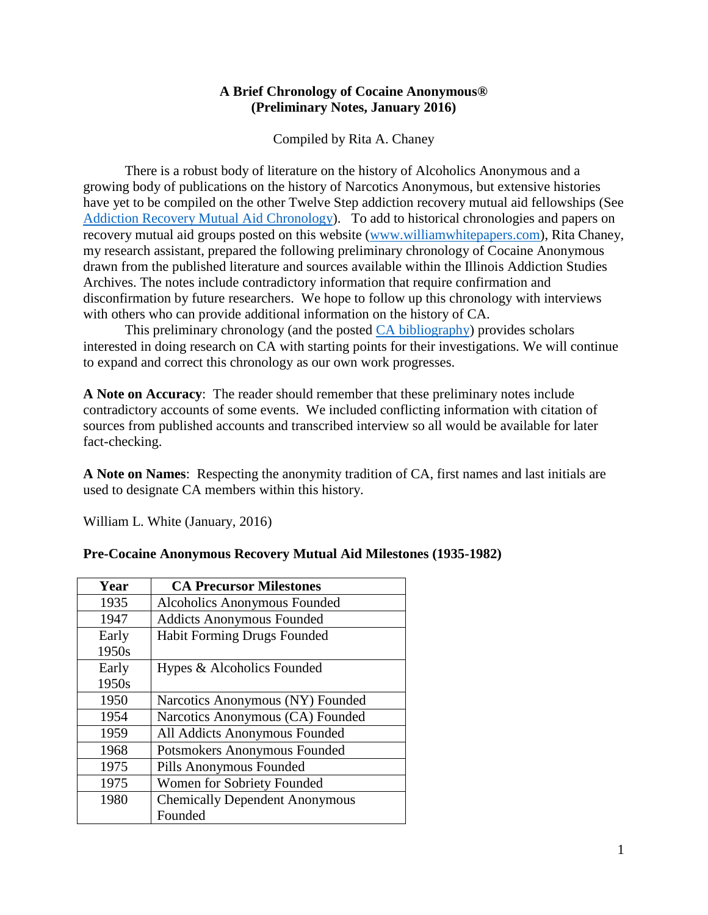**A Brief Chronology of Cocaine Anonymous®**
**(Preliminary Notes, January 2016)**

Compiled by Rita A. Chaney

There is a robust body of literature on the history of Alcoholics Anonymous and a growing body of publications on the history of Narcotics Anonymous, but extensive histories have yet to be compiled on the other Twelve Step addiction recovery mutual aid fellowships (See [Addiction Recovery Mutual Aid Chronology]). To add to historical chronologies and papers on recovery mutual aid groups posted on this website ([www.williamwhitepapers.com]), Rita Chaney, my research assistant, prepared the following preliminary chronology of Cocaine Anonymous drawn from the published literature and sources available within the Illinois Addiction Studies Archives. The notes include contradictory information that require confirmation and disconfirmation by future researchers. We hope to follow up this chronology with interviews with others who can provide additional information on the history of CA.

This preliminary chronology (and the posted [CA bibliography]) provides scholars interested in doing research on CA with starting points for their investigations. We will continue to expand and correct this chronology as our own work progresses.

**A Note on Accuracy**: The reader should remember that these preliminary notes include contradictory accounts of some events. We included conflicting information with citation of sources from published accounts and transcribed interview so all would be available for later fact-checking.

**A Note on Names**: Respecting the anonymity tradition of CA, first names and last initials are used to designate CA members within this history.

William L. White (January, 2016)

**Pre-Cocaine Anonymous Recovery Mutual Aid Milestones (1935-1982)**

| Year | CA Precursor Milestones |
|---|---|
| 1935 | Alcoholics Anonymous Founded |
| 1947 | Addicts Anonymous Founded |
| Early 1950s | Habit Forming Drugs Founded |
| Early 1950s | Hypes & Alcoholics Founded |
| 1950 | Narcotics Anonymous (NY) Founded |
| 1954 | Narcotics Anonymous (CA) Founded |
| 1959 | All Addicts Anonymous Founded |
| 1968 | Potsmokers Anonymous Founded |
| 1975 | Pills Anonymous Founded |
| 1975 | Women for Sobriety Founded |
| 1980 | Chemically Dependent Anonymous Founded |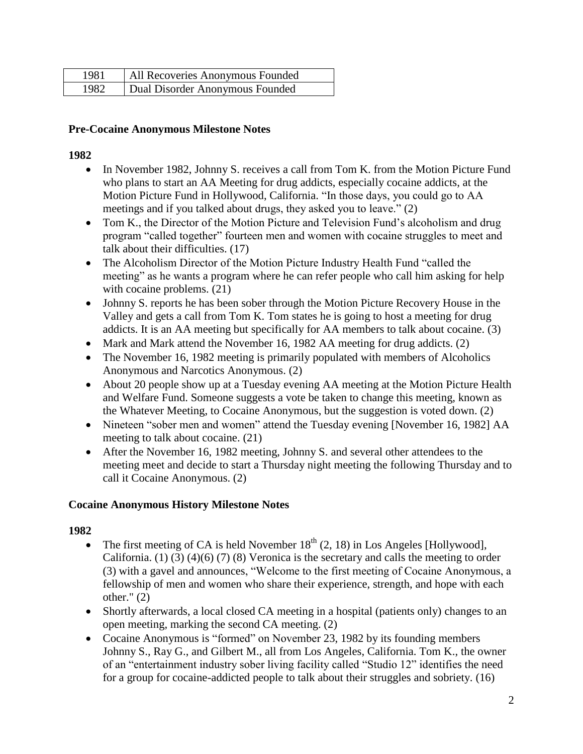| 1981 | All Recoveries Anonymous Founded |
|---|---|
| 1982 | Dual Disorder Anonymous Founded |

**Pre-Cocaine Anonymous Milestone Notes**

**1982**

- In November 1982, Johnny S. receives a call from Tom K. from the Motion Picture Fund who plans to start an AA Meeting for drug addicts, especially cocaine addicts, at the Motion Picture Fund in Hollywood, California. "In those days, you could go to AA meetings and if you talked about drugs, they asked you to leave." (2)
- Tom K., the Director of the Motion Picture and Television Fund's alcoholism and drug program "called together" fourteen men and women with cocaine struggles to meet and talk about their difficulties. (17)
- The Alcoholism Director of the Motion Picture Industry Health Fund "called the meeting" as he wants a program where he can refer people who call him asking for help with cocaine problems. (21)
- Johnny S. reports he has been sober through the Motion Picture Recovery House in the Valley and gets a call from Tom K. Tom states he is going to host a meeting for drug addicts. It is an AA meeting but specifically for AA members to talk about cocaine. (3)
- Mark and Mark attend the November 16, 1982 AA meeting for drug addicts. (2)
- The November 16, 1982 meeting is primarily populated with members of Alcoholics Anonymous and Narcotics Anonymous. (2)
- About 20 people show up at a Tuesday evening AA meeting at the Motion Picture Health and Welfare Fund. Someone suggests a vote be taken to change this meeting, known as the Whatever Meeting, to Cocaine Anonymous, but the suggestion is voted down. (2)
- Nineteen "sober men and women" attend the Tuesday evening [November 16, 1982] AA meeting to talk about cocaine. (21)
- After the November 16, 1982 meeting, Johnny S. and several other attendees to the meeting meet and decide to start a Thursday night meeting the following Thursday and to call it Cocaine Anonymous. (2)

**Cocaine Anonymous History Milestone Notes**

**1982**

- The first meeting of CA is held November 18th (2, 18) in Los Angeles [Hollywood], California. (1) (3) (4)(6) (7) (8) Veronica is the secretary and calls the meeting to order (3) with a gavel and announces, "Welcome to the first meeting of Cocaine Anonymous, a fellowship of men and women who share their experience, strength, and hope with each other." (2)
- Shortly afterwards, a local closed CA meeting in a hospital (patients only) changes to an open meeting, marking the second CA meeting. (2)
- Cocaine Anonymous is "formed" on November 23, 1982 by its founding members Johnny S., Ray G., and Gilbert M., all from Los Angeles, California. Tom K., the owner of an "entertainment industry sober living facility called "Studio 12" identifies the need for a group for cocaine-addicted people to talk about their struggles and sobriety. (16)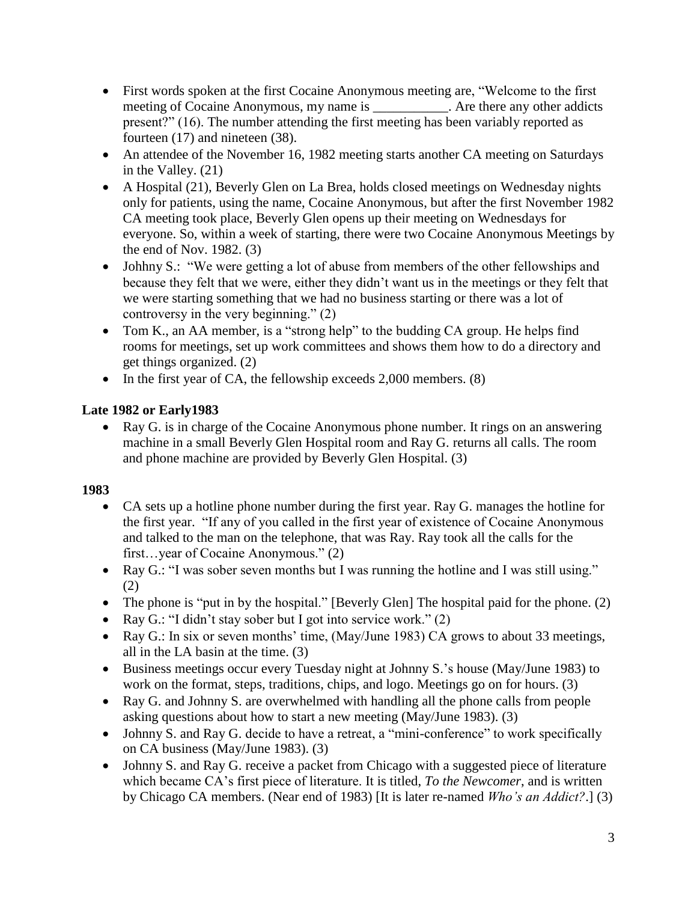- First words spoken at the first Cocaine Anonymous meeting are, "Welcome to the first meeting of Cocaine Anonymous, my name is ___________. Are there any other addicts present?" (16). The number attending the first meeting has been variably reported as fourteen (17) and nineteen (38).
- An attendee of the November 16, 1982 meeting starts another CA meeting on Saturdays in the Valley. (21)
- A Hospital (21), Beverly Glen on La Brea, holds closed meetings on Wednesday nights only for patients, using the name, Cocaine Anonymous, but after the first November 1982 CA meeting took place, Beverly Glen opens up their meeting on Wednesdays for everyone. So, within a week of starting, there were two Cocaine Anonymous Meetings by the end of Nov. 1982. (3)
- Johnny S.: "We were getting a lot of abuse from members of the other fellowships and because they felt that we were, either they didn't want us in the meetings or they felt that we were starting something that we had no business starting or there was a lot of controversy in the very beginning." (2)
- Tom K., an AA member, is a "strong help" to the budding CA group. He helps find rooms for meetings, set up work committees and shows them how to do a directory and get things organized. (2)
- In the first year of CA, the fellowship exceeds 2,000 members. (8)

**Late 1982 or Early1983**

- Ray G. is in charge of the Cocaine Anonymous phone number. It rings on an answering machine in a small Beverly Glen Hospital room and Ray G. returns all calls. The room and phone machine are provided by Beverly Glen Hospital. (3)

**1983**

- CA sets up a hotline phone number during the first year. Ray G. manages the hotline for the first year. "If any of you called in the first year of existence of Cocaine Anonymous and talked to the man on the telephone, that was Ray. Ray took all the calls for the first…year of Cocaine Anonymous." (2)
- Ray G.: "I was sober seven months but I was running the hotline and I was still using." (2)
- The phone is "put in by the hospital." [Beverly Glen] The hospital paid for the phone. (2)
- Ray G.: "I didn't stay sober but I got into service work." (2)
- Ray G.: In six or seven months' time, (May/June 1983) CA grows to about 33 meetings, all in the LA basin at the time. (3)
- Business meetings occur every Tuesday night at Johnny S.'s house (May/June 1983) to work on the format, steps, traditions, chips, and logo. Meetings go on for hours. (3)
- Ray G. and Johnny S. are overwhelmed with handling all the phone calls from people asking questions about how to start a new meeting (May/June 1983). (3)
- Johnny S. and Ray G. decide to have a retreat, a "mini-conference" to work specifically on CA business (May/June 1983). (3)
- Johnny S. and Ray G. receive a packet from Chicago with a suggested piece of literature which became CA's first piece of literature. It is titled, *To the Newcomer*, and is written by Chicago CA members. (Near end of 1983) [It is later re-named *Who's an Addict?*.] (3)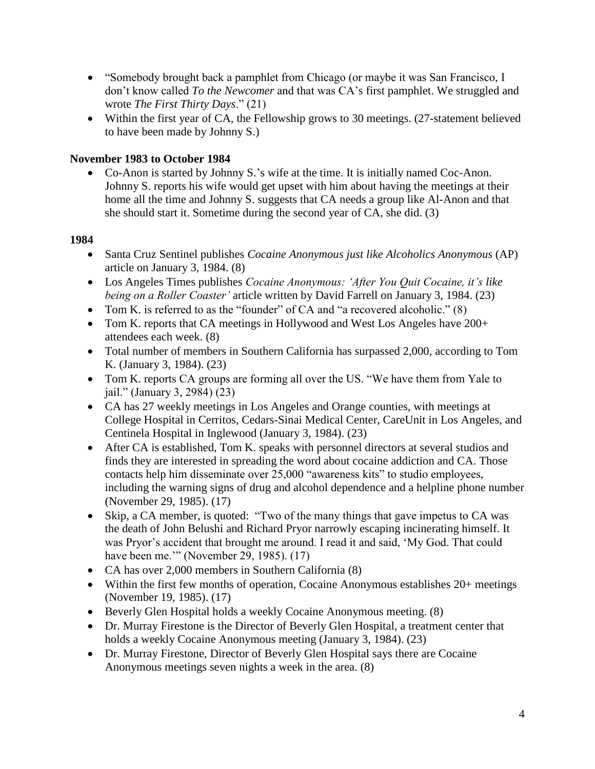- "Somebody brought back a pamphlet from Chicago (or maybe it was San Francisco, I don't know called *To the Newcomer* and that was CA's first pamphlet. We struggled and wrote *The First Thirty Days*." (21)
- Within the first year of CA, the Fellowship grows to 30 meetings. (27-statement believed to have been made by Johnny S.)

**November 1983 to October 1984**

- Co-Anon is started by Johnny S.'s wife at the time. It is initially named Coc-Anon. Johnny S. reports his wife would get upset with him about having the meetings at their home all the time and Johnny S. suggests that CA needs a group like Al-Anon and that she should start it. Sometime during the second year of CA, she did. (3)

**1984**

- Santa Cruz Sentinel publishes *Cocaine Anonymous just like Alcoholics Anonymous* (AP) article on January 3, 1984. (8)
- Los Angeles Times publishes *Cocaine Anonymous: 'After You Quit Cocaine, it's like being on a Roller Coaster'* article written by David Farrell on January 3, 1984. (23)
- Tom K. is referred to as the "founder" of CA and "a recovered alcoholic." (8)
- Tom K. reports that CA meetings in Hollywood and West Los Angeles have 200+ attendees each week. (8)
- Total number of members in Southern California has surpassed 2,000, according to Tom K. (January 3, 1984). (23)
- Tom K. reports CA groups are forming all over the US. "We have them from Yale to jail." (January 3, 2984) (23)
- CA has 27 weekly meetings in Los Angeles and Orange counties, with meetings at College Hospital in Cerritos, Cedars-Sinai Medical Center, CareUnit in Los Angeles, and Centinela Hospital in Inglewood (January 3, 1984). (23)
- After CA is established, Tom K. speaks with personnel directors at several studios and finds they are interested in spreading the word about cocaine addiction and CA. Those contacts help him disseminate over 25,000 "awareness kits" to studio employees, including the warning signs of drug and alcohol dependence and a helpline phone number (November 29, 1985). (17)
- Skip, a CA member, is quoted: "Two of the many things that gave impetus to CA was the death of John Belushi and Richard Pryor narrowly escaping incinerating himself. It was Pryor's accident that brought me around. I read it and said, 'My God. That could have been me.'" (November 29, 1985). (17)
- CA has over 2,000 members in Southern California (8)
- Within the first few months of operation, Cocaine Anonymous establishes 20+ meetings (November 19, 1985). (17)
- Beverly Glen Hospital holds a weekly Cocaine Anonymous meeting. (8)
- Dr. Murray Firestone is the Director of Beverly Glen Hospital, a treatment center that holds a weekly Cocaine Anonymous meeting (January 3, 1984). (23)
- Dr. Murray Firestone, Director of Beverly Glen Hospital says there are Cocaine Anonymous meetings seven nights a week in the area. (8)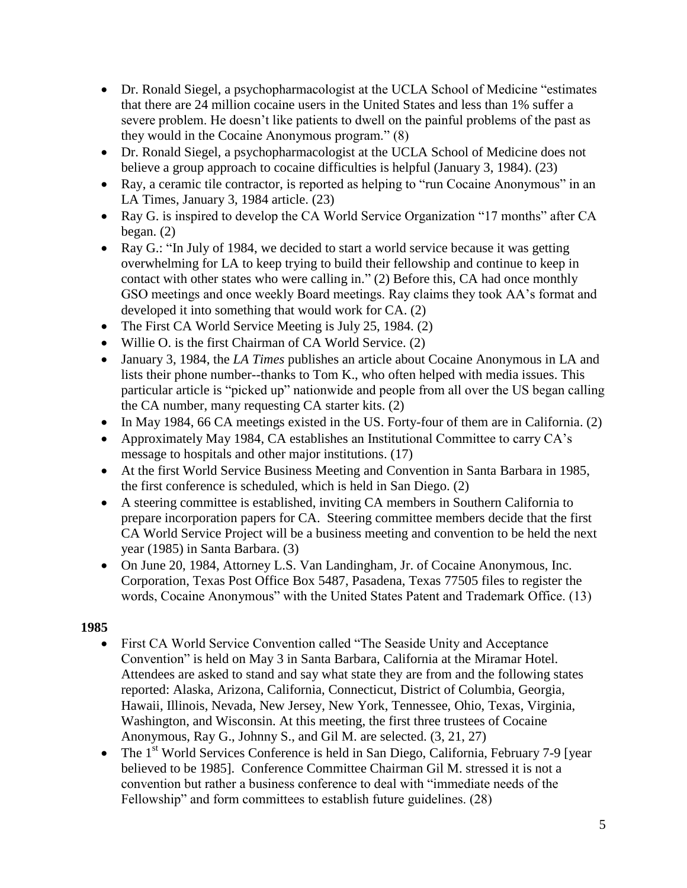- Dr. Ronald Siegel, a psychopharmacologist at the UCLA School of Medicine "estimates that there are 24 million cocaine users in the United States and less than 1% suffer a severe problem. He doesn't like patients to dwell on the painful problems of the past as they would in the Cocaine Anonymous program." (8)
- Dr. Ronald Siegel, a psychopharmacologist at the UCLA School of Medicine does not believe a group approach to cocaine difficulties is helpful (January 3, 1984). (23)
- Ray, a ceramic tile contractor, is reported as helping to "run Cocaine Anonymous" in an LA Times, January 3, 1984 article. (23)
- Ray G. is inspired to develop the CA World Service Organization "17 months" after CA began. (2)
- Ray G.: "In July of 1984, we decided to start a world service because it was getting overwhelming for LA to keep trying to build their fellowship and continue to keep in contact with other states who were calling in." (2) Before this, CA had once monthly GSO meetings and once weekly Board meetings. Ray claims they took AA's format and developed it into something that would work for CA. (2)
- The First CA World Service Meeting is July 25, 1984. (2)
- Willie O. is the first Chairman of CA World Service. (2)
- January 3, 1984, the *LA Times* publishes an article about Cocaine Anonymous in LA and lists their phone number--thanks to Tom K., who often helped with media issues. This particular article is "picked up" nationwide and people from all over the US began calling the CA number, many requesting CA starter kits. (2)
- In May 1984, 66 CA meetings existed in the US. Forty-four of them are in California. (2)
- Approximately May 1984, CA establishes an Institutional Committee to carry CA's message to hospitals and other major institutions. (17)
- At the first World Service Business Meeting and Convention in Santa Barbara in 1985, the first conference is scheduled, which is held in San Diego. (2)
- A steering committee is established, inviting CA members in Southern California to prepare incorporation papers for CA. Steering committee members decide that the first CA World Service Project will be a business meeting and convention to be held the next year (1985) in Santa Barbara. (3)
- On June 20, 1984, Attorney L.S. Van Landingham, Jr. of Cocaine Anonymous, Inc. Corporation, Texas Post Office Box 5487, Pasadena, Texas 77505 files to register the words, Cocaine Anonymous" with the United States Patent and Trademark Office. (13)

**1985**

- First CA World Service Convention called "The Seaside Unity and Acceptance Convention" is held on May 3 in Santa Barbara, California at the Miramar Hotel. Attendees are asked to stand and say what state they are from and the following states reported: Alaska, Arizona, California, Connecticut, District of Columbia, Georgia, Hawaii, Illinois, Nevada, New Jersey, New York, Tennessee, Ohio, Texas, Virginia, Washington, and Wisconsin. At this meeting, the first three trustees of Cocaine Anonymous, Ray G., Johnny S., and Gil M. are selected. (3, 21, 27)
- The 1st World Services Conference is held in San Diego, California, February 7-9 [year believed to be 1985]. Conference Committee Chairman Gil M. stressed it is not a convention but rather a business conference to deal with "immediate needs of the Fellowship" and form committees to establish future guidelines. (28)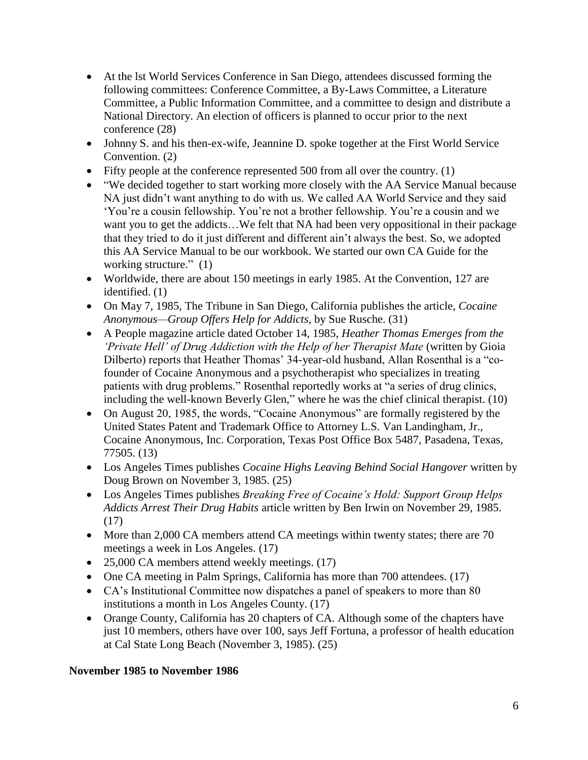- At the lst World Services Conference in San Diego, attendees discussed forming the following committees: Conference Committee, a By-Laws Committee, a Literature Committee, a Public Information Committee, and a committee to design and distribute a National Directory. An election of officers is planned to occur prior to the next conference (28)
- Johnny S. and his then-ex-wife, Jeannine D. spoke together at the First World Service Convention. (2)
- Fifty people at the conference represented 500 from all over the country. (1)
- "We decided together to start working more closely with the AA Service Manual because NA just didn't want anything to do with us. We called AA World Service and they said 'You're a cousin fellowship. You're not a brother fellowship. You're a cousin and we want you to get the addicts…We felt that NA had been very oppositional in their package that they tried to do it just different and different ain't always the best. So, we adopted this AA Service Manual to be our workbook. We started our own CA Guide for the working structure." (1)
- Worldwide, there are about 150 meetings in early 1985. At the Convention, 127 are identified. (1)
- On May 7, 1985, The Tribune in San Diego, California publishes the article, *Cocaine Anonymous—Group Offers Help for Addicts*, by Sue Rusche. (31)
- A People magazine article dated October 14, 1985, *Heather Thomas Emerges from the 'Private Hell' of Drug Addiction with the Help of her Therapist Mate* (written by Gioia Dilberto) reports that Heather Thomas' 34-year-old husband, Allan Rosenthal is a "co-founder of Cocaine Anonymous and a psychotherapist who specializes in treating patients with drug problems." Rosenthal reportedly works at "a series of drug clinics, including the well-known Beverly Glen," where he was the chief clinical therapist. (10)
- On August 20, 1985, the words, "Cocaine Anonymous" are formally registered by the United States Patent and Trademark Office to Attorney L.S. Van Landingham, Jr., Cocaine Anonymous, Inc. Corporation, Texas Post Office Box 5487, Pasadena, Texas, 77505. (13)
- Los Angeles Times publishes *Cocaine Highs Leaving Behind Social Hangover* written by Doug Brown on November 3, 1985. (25)
- Los Angeles Times publishes *Breaking Free of Cocaine's Hold: Support Group Helps Addicts Arrest Their Drug Habits* article written by Ben Irwin on November 29, 1985. (17)
- More than 2,000 CA members attend CA meetings within twenty states; there are 70 meetings a week in Los Angeles. (17)
- 25,000 CA members attend weekly meetings. (17)
- One CA meeting in Palm Springs, California has more than 700 attendees. (17)
- CA's Institutional Committee now dispatches a panel of speakers to more than 80 institutions a month in Los Angeles County. (17)
- Orange County, California has 20 chapters of CA. Although some of the chapters have just 10 members, others have over 100, says Jeff Fortuna, a professor of health education at Cal State Long Beach (November 3, 1985). (25)

**November 1985 to November 1986**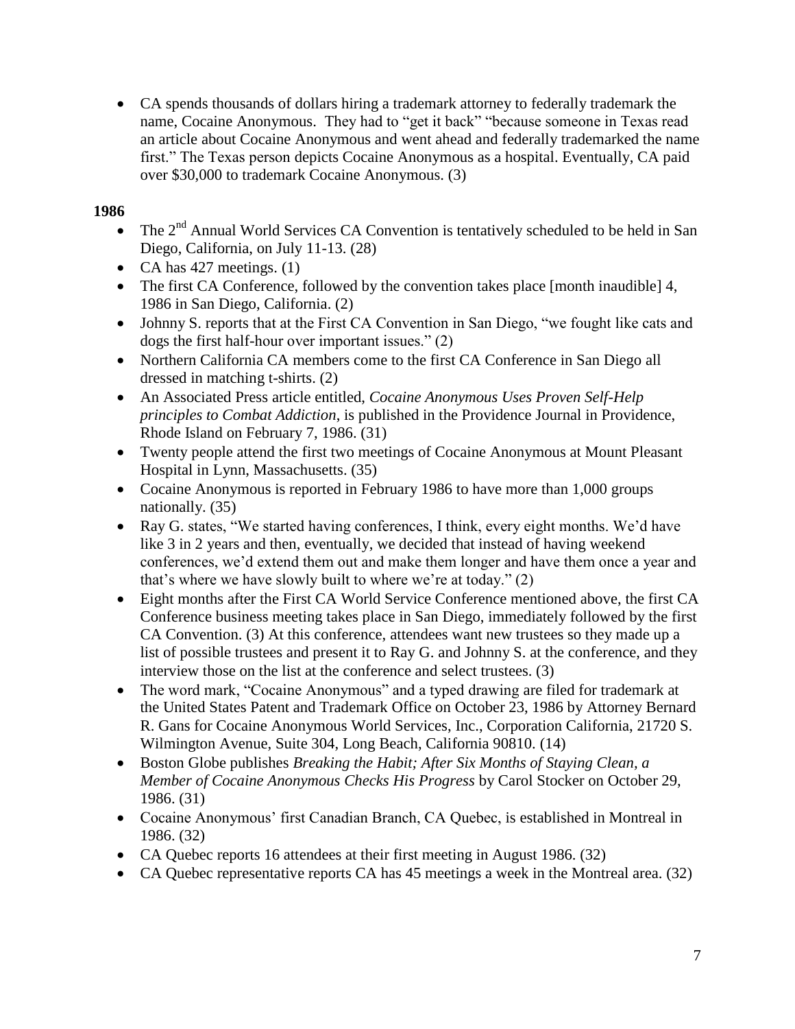- CA spends thousands of dollars hiring a trademark attorney to federally trademark the name, Cocaine Anonymous. They had to "get it back" "because someone in Texas read an article about Cocaine Anonymous and went ahead and federally trademarked the name first." The Texas person depicts Cocaine Anonymous as a hospital. Eventually, CA paid over $30,000 to trademark Cocaine Anonymous. (3)

**1986**

- The 2nd Annual World Services CA Convention is tentatively scheduled to be held in San Diego, California, on July 11-13. (28)
- CA has 427 meetings. (1)
- The first CA Conference, followed by the convention takes place [month inaudible] 4, 1986 in San Diego, California. (2)
- Johnny S. reports that at the First CA Convention in San Diego, "we fought like cats and dogs the first half-hour over important issues." (2)
- Northern California CA members come to the first CA Conference in San Diego all dressed in matching t-shirts. (2)
- An Associated Press article entitled, *Cocaine Anonymous Uses Proven Self-Help principles to Combat Addiction*, is published in the Providence Journal in Providence, Rhode Island on February 7, 1986. (31)
- Twenty people attend the first two meetings of Cocaine Anonymous at Mount Pleasant Hospital in Lynn, Massachusetts. (35)
- Cocaine Anonymous is reported in February 1986 to have more than 1,000 groups nationally. (35)
- Ray G. states, "We started having conferences, I think, every eight months. We'd have like 3 in 2 years and then, eventually, we decided that instead of having weekend conferences, we'd extend them out and make them longer and have them once a year and that's where we have slowly built to where we're at today." (2)
- Eight months after the First CA World Service Conference mentioned above, the first CA Conference business meeting takes place in San Diego, immediately followed by the first CA Convention. (3) At this conference, attendees want new trustees so they made up a list of possible trustees and present it to Ray G. and Johnny S. at the conference, and they interview those on the list at the conference and select trustees. (3)
- The word mark, "Cocaine Anonymous" and a typed drawing are filed for trademark at the United States Patent and Trademark Office on October 23, 1986 by Attorney Bernard R. Gans for Cocaine Anonymous World Services, Inc., Corporation California, 21720 S. Wilmington Avenue, Suite 304, Long Beach, California 90810. (14)
- Boston Globe publishes *Breaking the Habit; After Six Months of Staying Clean, a Member of Cocaine Anonymous Checks His Progress* by Carol Stocker on October 29, 1986. (31)
- Cocaine Anonymous' first Canadian Branch, CA Quebec, is established in Montreal in 1986. (32)
- CA Quebec reports 16 attendees at their first meeting in August 1986. (32)
- CA Quebec representative reports CA has 45 meetings a week in the Montreal area. (32)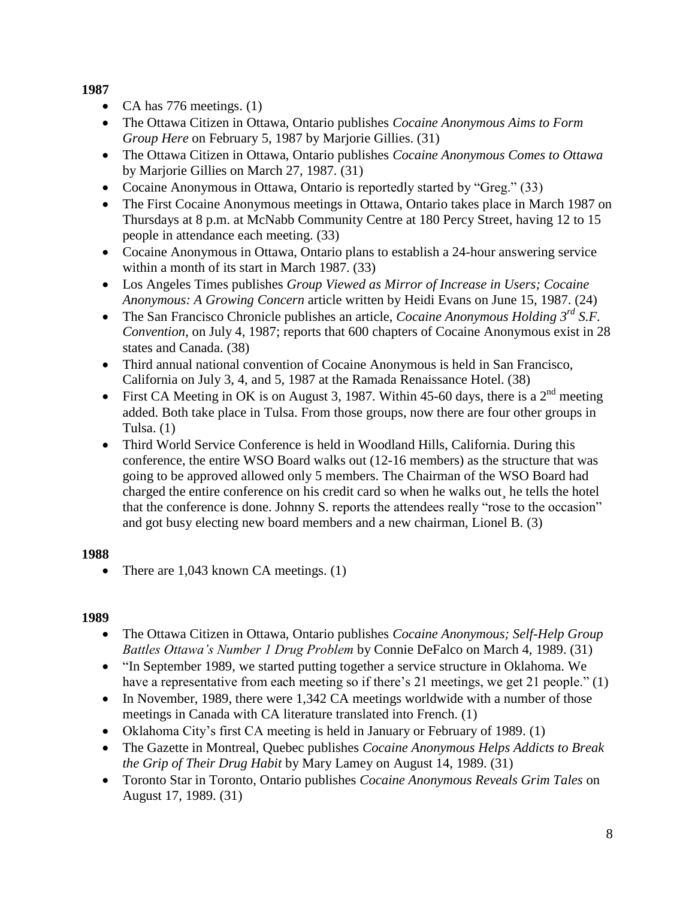**1987**

- CA has 776 meetings. (1)
- The Ottawa Citizen in Ottawa, Ontario publishes *Cocaine Anonymous Aims to Form Group Here* on February 5, 1987 by Marjorie Gillies. (31)
- The Ottawa Citizen in Ottawa, Ontario publishes *Cocaine Anonymous Comes to Ottawa* by Marjorie Gillies on March 27, 1987. (31)
- Cocaine Anonymous in Ottawa, Ontario is reportedly started by "Greg." (33)
- The First Cocaine Anonymous meetings in Ottawa, Ontario takes place in March 1987 on Thursdays at 8 p.m. at McNabb Community Centre at 180 Percy Street, having 12 to 15 people in attendance each meeting. (33)
- Cocaine Anonymous in Ottawa, Ontario plans to establish a 24-hour answering service within a month of its start in March 1987. (33)
- Los Angeles Times publishes *Group Viewed as Mirror of Increase in Users; Cocaine Anonymous: A Growing Concern* article written by Heidi Evans on June 15, 1987. (24)
- The San Francisco Chronicle publishes an article, *Cocaine Anonymous Holding 3rd S.F. Convention*, on July 4, 1987; reports that 600 chapters of Cocaine Anonymous exist in 28 states and Canada. (38)
- Third annual national convention of Cocaine Anonymous is held in San Francisco, California on July 3, 4, and 5, 1987 at the Ramada Renaissance Hotel. (38)
- First CA Meeting in OK is on August 3, 1987. Within 45-60 days, there is a 2nd meeting added. Both take place in Tulsa. From those groups, now there are four other groups in Tulsa. (1)
- Third World Service Conference is held in Woodland Hills, California. During this conference, the entire WSO Board walks out (12-16 members) as the structure that was going to be approved allowed only 5 members. The Chairman of the WSO Board had charged the entire conference on his credit card so when he walks out¸ he tells the hotel that the conference is done. Johnny S. reports the attendees really "rose to the occasion" and got busy electing new board members and a new chairman, Lionel B. (3)

**1988**

- There are 1,043 known CA meetings. (1)

**1989**

- The Ottawa Citizen in Ottawa, Ontario publishes *Cocaine Anonymous; Self-Help Group Battles Ottawa's Number 1 Drug Problem* by Connie DeFalco on March 4, 1989. (31)
- "In September 1989, we started putting together a service structure in Oklahoma. We have a representative from each meeting so if there's 21 meetings, we get 21 people." (1)
- In November, 1989, there were 1,342 CA meetings worldwide with a number of those meetings in Canada with CA literature translated into French. (1)
- Oklahoma City's first CA meeting is held in January or February of 1989. (1)
- The Gazette in Montreal, Quebec publishes *Cocaine Anonymous Helps Addicts to Break the Grip of Their Drug Habit* by Mary Lamey on August 14, 1989. (31)
- Toronto Star in Toronto, Ontario publishes *Cocaine Anonymous Reveals Grim Tales* on August 17, 1989. (31)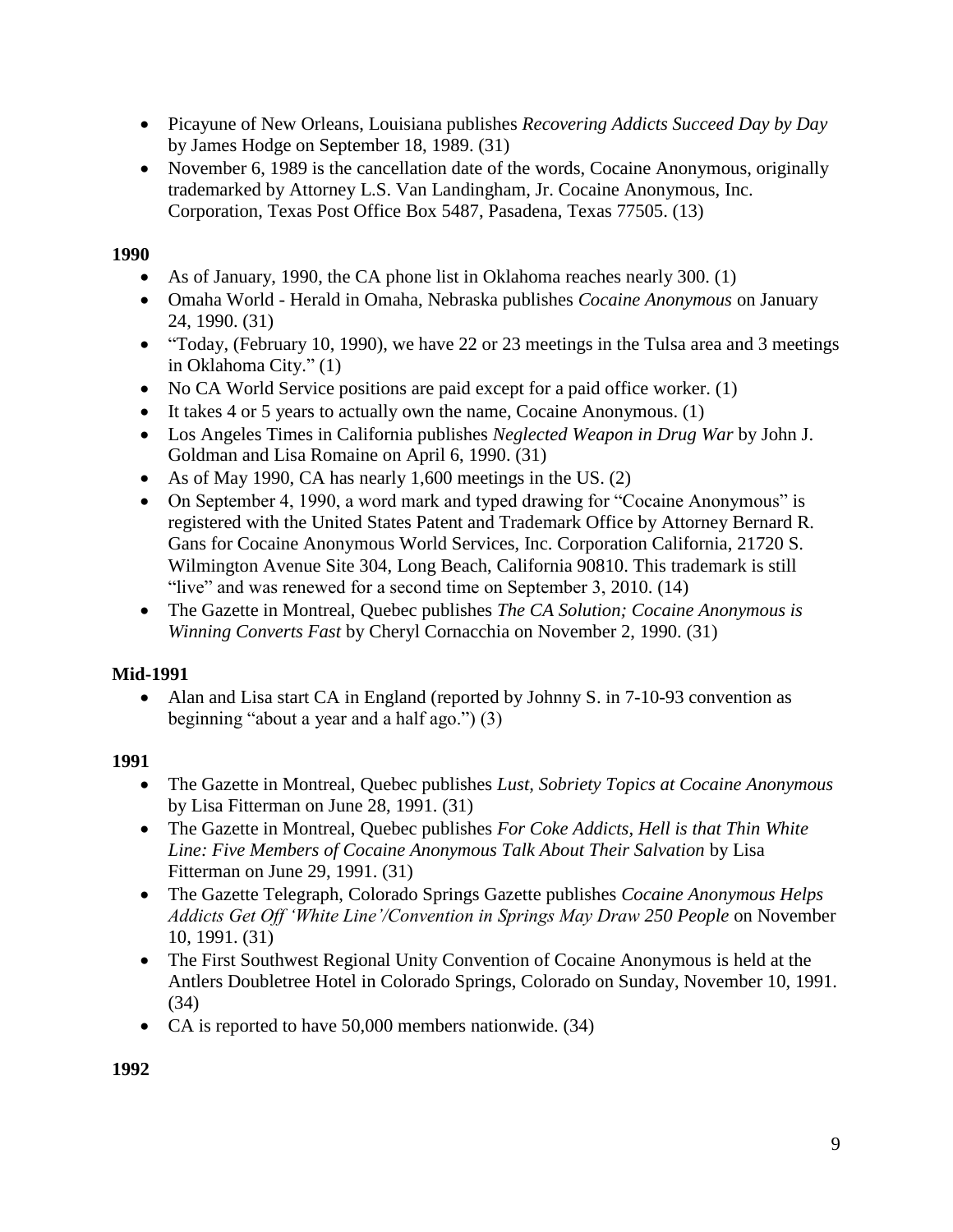- Picayune of New Orleans, Louisiana publishes *Recovering Addicts Succeed Day by Day* by James Hodge on September 18, 1989. (31)
- November 6, 1989 is the cancellation date of the words, Cocaine Anonymous, originally trademarked by Attorney L.S. Van Landingham, Jr. Cocaine Anonymous, Inc. Corporation, Texas Post Office Box 5487, Pasadena, Texas 77505. (13)

**1990**

- As of January, 1990, the CA phone list in Oklahoma reaches nearly 300. (1)
- Omaha World - Herald in Omaha, Nebraska publishes *Cocaine Anonymous* on January 24, 1990. (31)
- "Today, (February 10, 1990), we have 22 or 23 meetings in the Tulsa area and 3 meetings in Oklahoma City." (1)
- No CA World Service positions are paid except for a paid office worker. (1)
- It takes 4 or 5 years to actually own the name, Cocaine Anonymous. (1)
- Los Angeles Times in California publishes *Neglected Weapon in Drug War* by John J. Goldman and Lisa Romaine on April 6, 1990. (31)
- As of May 1990, CA has nearly 1,600 meetings in the US. (2)
- On September 4, 1990, a word mark and typed drawing for "Cocaine Anonymous" is registered with the United States Patent and Trademark Office by Attorney Bernard R. Gans for Cocaine Anonymous World Services, Inc. Corporation California, 21720 S. Wilmington Avenue Site 304, Long Beach, California 90810. This trademark is still "live" and was renewed for a second time on September 3, 2010. (14)
- The Gazette in Montreal, Quebec publishes *The CA Solution; Cocaine Anonymous is Winning Converts Fast* by Cheryl Cornacchia on November 2, 1990. (31)

**Mid-1991**

- Alan and Lisa start CA in England (reported by Johnny S. in 7-10-93 convention as beginning "about a year and a half ago.") (3)

**1991**

- The Gazette in Montreal, Quebec publishes *Lust, Sobriety Topics at Cocaine Anonymous* by Lisa Fitterman on June 28, 1991. (31)
- The Gazette in Montreal, Quebec publishes *For Coke Addicts, Hell is that Thin White Line: Five Members of Cocaine Anonymous Talk About Their Salvation* by Lisa Fitterman on June 29, 1991. (31)
- The Gazette Telegraph, Colorado Springs Gazette publishes *Cocaine Anonymous Helps Addicts Get Off 'White Line'/Convention in Springs May Draw 250 People* on November 10, 1991. (31)
- The First Southwest Regional Unity Convention of Cocaine Anonymous is held at the Antlers Doubletree Hotel in Colorado Springs, Colorado on Sunday, November 10, 1991. (34)
- CA is reported to have 50,000 members nationwide. (34)

**1992**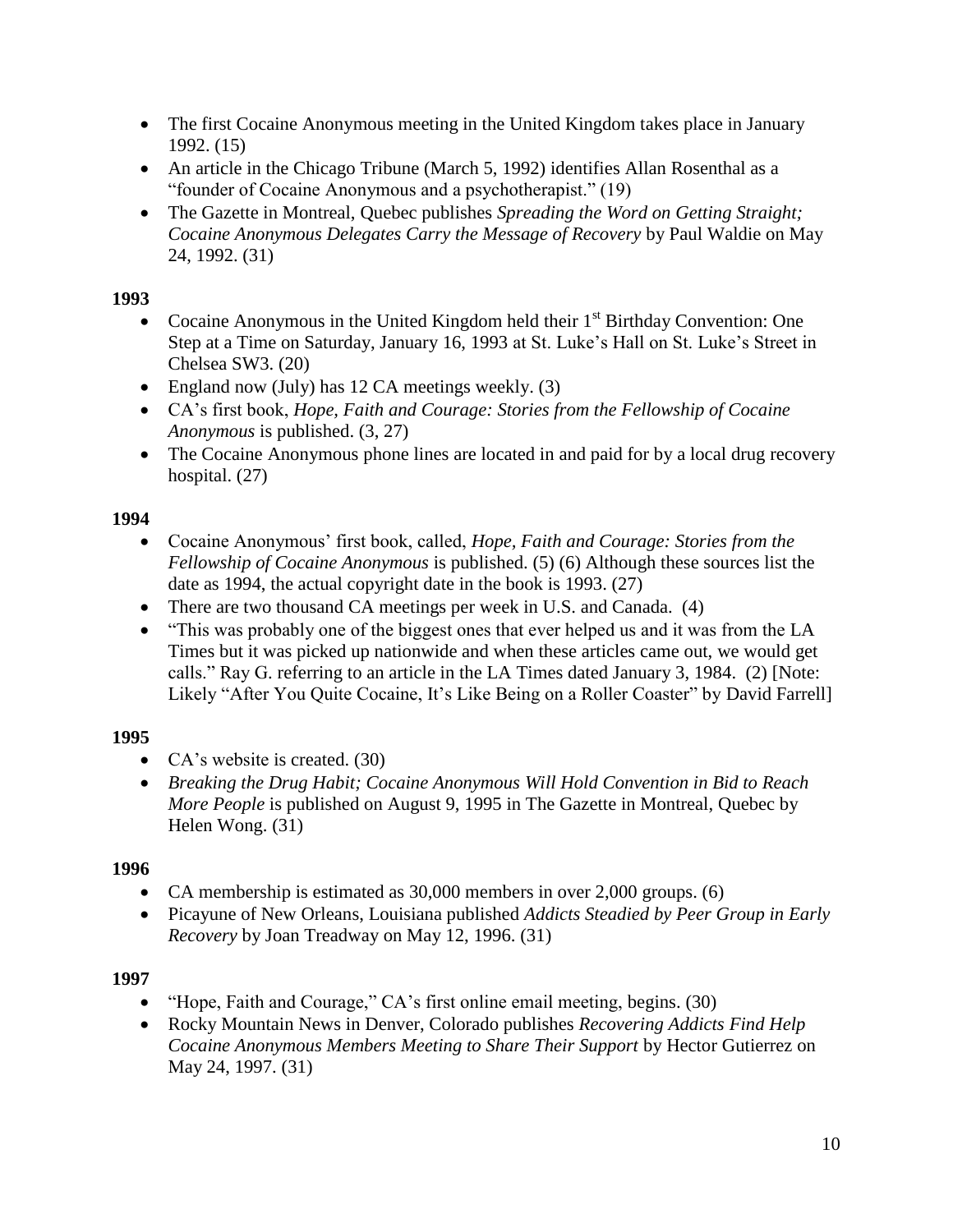- The first Cocaine Anonymous meeting in the United Kingdom takes place in January 1992. (15)
- An article in the Chicago Tribune (March 5, 1992) identifies Allan Rosenthal as a "founder of Cocaine Anonymous and a psychotherapist." (19)
- The Gazette in Montreal, Quebec publishes *Spreading the Word on Getting Straight; Cocaine Anonymous Delegates Carry the Message of Recovery* by Paul Waldie on May 24, 1992. (31)

**1993**

- Cocaine Anonymous in the United Kingdom held their 1st Birthday Convention: One Step at a Time on Saturday, January 16, 1993 at St. Luke's Hall on St. Luke's Street in Chelsea SW3. (20)
- England now (July) has 12 CA meetings weekly. (3)
- CA's first book, *Hope, Faith and Courage: Stories from the Fellowship of Cocaine Anonymous* is published. (3, 27)
- The Cocaine Anonymous phone lines are located in and paid for by a local drug recovery hospital. (27)

**1994**

- Cocaine Anonymous' first book, called, *Hope, Faith and Courage: Stories from the Fellowship of Cocaine Anonymous* is published. (5) (6) Although these sources list the date as 1994, the actual copyright date in the book is 1993. (27)
- There are two thousand CA meetings per week in U.S. and Canada. (4)
- "This was probably one of the biggest ones that ever helped us and it was from the LA Times but it was picked up nationwide and when these articles came out, we would get calls." Ray G. referring to an article in the LA Times dated January 3, 1984. (2) [Note: Likely "After You Quite Cocaine, It's Like Being on a Roller Coaster" by David Farrell]

**1995**

- CA's website is created. (30)
- *Breaking the Drug Habit; Cocaine Anonymous Will Hold Convention in Bid to Reach More People* is published on August 9, 1995 in The Gazette in Montreal, Quebec by Helen Wong. (31)

**1996**

- CA membership is estimated as 30,000 members in over 2,000 groups. (6)
- Picayune of New Orleans, Louisiana published *Addicts Steadied by Peer Group in Early Recovery* by Joan Treadway on May 12, 1996. (31)

**1997**

- "Hope, Faith and Courage," CA's first online email meeting, begins. (30)
- Rocky Mountain News in Denver, Colorado publishes *Recovering Addicts Find Help Cocaine Anonymous Members Meeting to Share Their Support* by Hector Gutierrez on May 24, 1997. (31)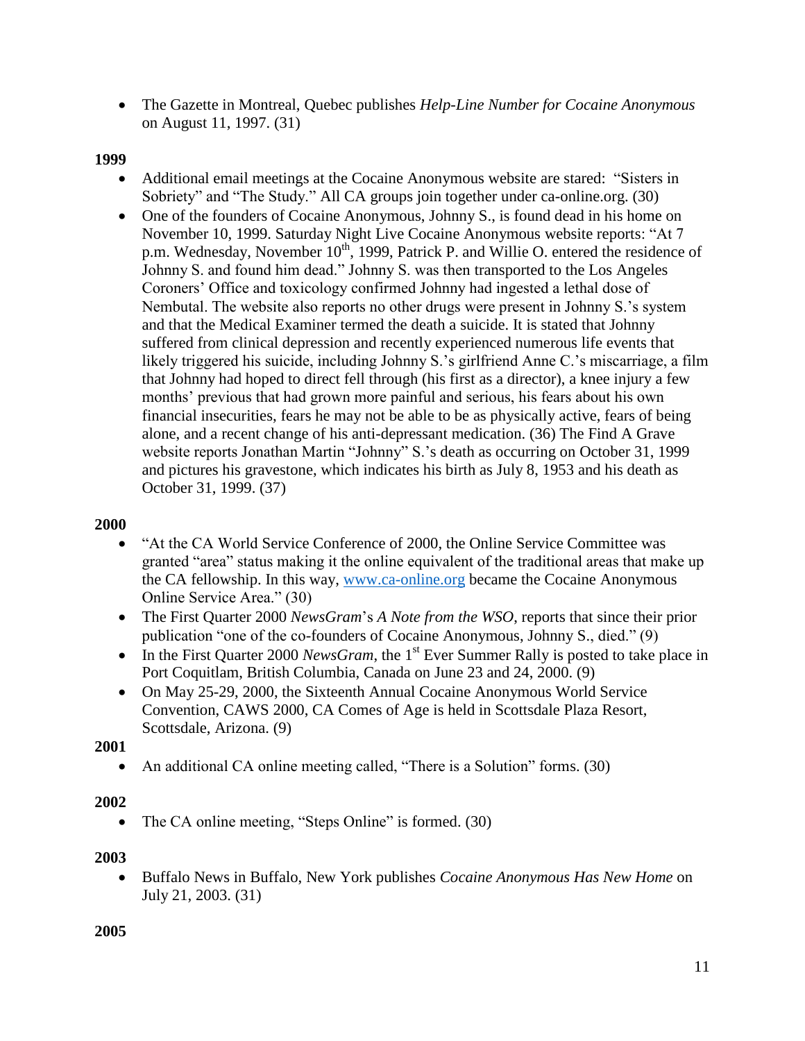- The Gazette in Montreal, Quebec publishes *Help-Line Number for Cocaine Anonymous* on August 11, 1997. (31)

**1999**

- Additional email meetings at the Cocaine Anonymous website are stared: "Sisters in Sobriety" and "The Study." All CA groups join together under ca-online.org. (30)
- One of the founders of Cocaine Anonymous, Johnny S., is found dead in his home on November 10, 1999. Saturday Night Live Cocaine Anonymous website reports: "At 7 p.m. Wednesday, November 10th, 1999, Patrick P. and Willie O. entered the residence of Johnny S. and found him dead." Johnny S. was then transported to the Los Angeles Coroners' Office and toxicology confirmed Johnny had ingested a lethal dose of Nembutal. The website also reports no other drugs were present in Johnny S.'s system and that the Medical Examiner termed the death a suicide. It is stated that Johnny suffered from clinical depression and recently experienced numerous life events that likely triggered his suicide, including Johnny S.'s girlfriend Anne C.'s miscarriage, a film that Johnny had hoped to direct fell through (his first as a director), a knee injury a few months' previous that had grown more painful and serious, his fears about his own financial insecurities, fears he may not be able to be as physically active, fears of being alone, and a recent change of his anti-depressant medication. (36) The Find A Grave website reports Jonathan Martin "Johnny" S.'s death as occurring on October 31, 1999 and pictures his gravestone, which indicates his birth as July 8, 1953 and his death as October 31, 1999. (37)

**2000**

- "At the CA World Service Conference of 2000, the Online Service Committee was granted "area" status making it the online equivalent of the traditional areas that make up the CA fellowship. In this way, www.ca-online.org became the Cocaine Anonymous Online Service Area." (30)
- The First Quarter 2000 *NewsGram*'s *A Note from the WSO*, reports that since their prior publication "one of the co-founders of Cocaine Anonymous, Johnny S., died." (9)
- In the First Quarter 2000 *NewsGram*, the 1st Ever Summer Rally is posted to take place in Port Coquitlam, British Columbia, Canada on June 23 and 24, 2000. (9)
- On May 25-29, 2000, the Sixteenth Annual Cocaine Anonymous World Service Convention, CAWS 2000, CA Comes of Age is held in Scottsdale Plaza Resort, Scottsdale, Arizona. (9)

**2001**

- An additional CA online meeting called, "There is a Solution" forms. (30)

**2002**

- The CA online meeting, "Steps Online" is formed. (30)

**2003**

- Buffalo News in Buffalo, New York publishes *Cocaine Anonymous Has New Home* on July 21, 2003. (31)

**2005**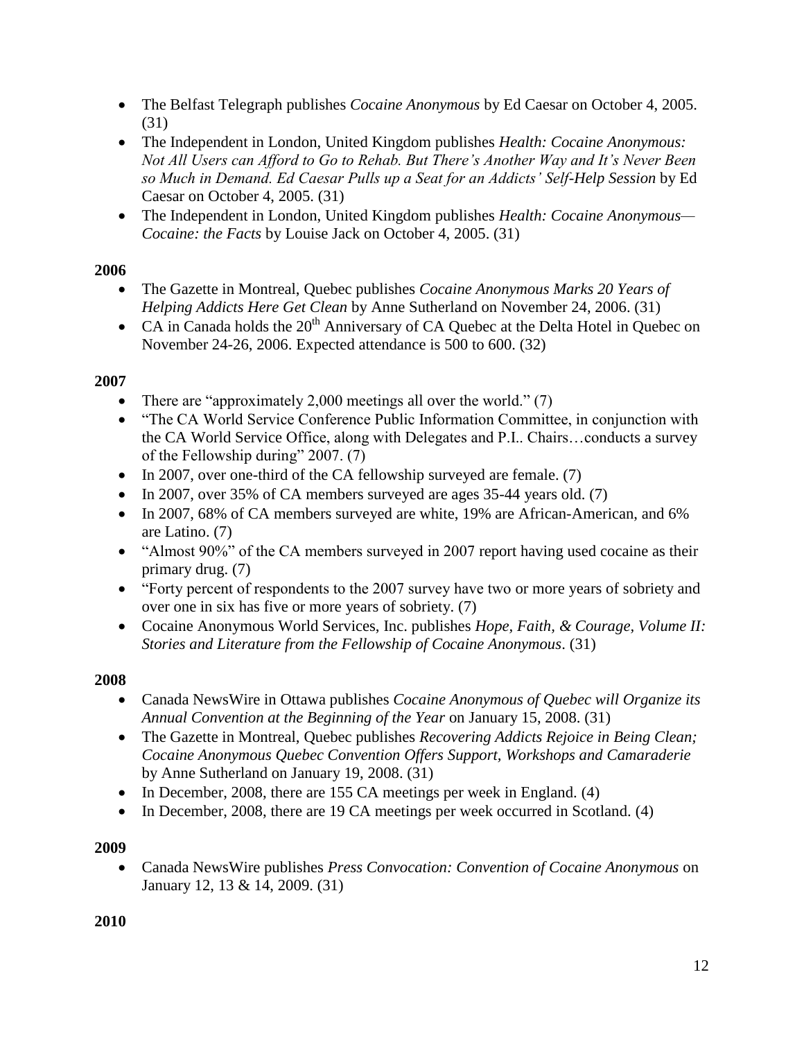- The Belfast Telegraph publishes *Cocaine Anonymous* by Ed Caesar on October 4, 2005. (31)
- The Independent in London, United Kingdom publishes *Health: Cocaine Anonymous: Not All Users can Afford to Go to Rehab. But There's Another Way and It's Never Been so Much in Demand. Ed Caesar Pulls up a Seat for an Addicts' Self-Help Session* by Ed Caesar on October 4, 2005. (31)
- The Independent in London, United Kingdom publishes *Health: Cocaine Anonymous—Cocaine: the Facts* by Louise Jack on October 4, 2005. (31)

**2006**

- The Gazette in Montreal, Quebec publishes *Cocaine Anonymous Marks 20 Years of Helping Addicts Here Get Clean* by Anne Sutherland on November 24, 2006. (31)
- CA in Canada holds the 20th Anniversary of CA Quebec at the Delta Hotel in Quebec on November 24-26, 2006. Expected attendance is 500 to 600. (32)

**2007**

- There are "approximately 2,000 meetings all over the world." (7)
- "The CA World Service Conference Public Information Committee, in conjunction with the CA World Service Office, along with Delegates and P.I.. Chairs…conducts a survey of the Fellowship during" 2007. (7)
- In 2007, over one-third of the CA fellowship surveyed are female. (7)
- In 2007, over 35% of CA members surveyed are ages 35-44 years old. (7)
- In 2007, 68% of CA members surveyed are white, 19% are African-American, and 6% are Latino. (7)
- "Almost 90%" of the CA members surveyed in 2007 report having used cocaine as their primary drug. (7)
- "Forty percent of respondents to the 2007 survey have two or more years of sobriety and over one in six has five or more years of sobriety. (7)
- Cocaine Anonymous World Services, Inc. publishes *Hope, Faith, & Courage, Volume II: Stories and Literature from the Fellowship of Cocaine Anonymous*. (31)

**2008**

- Canada NewsWire in Ottawa publishes *Cocaine Anonymous of Quebec will Organize its Annual Convention at the Beginning of the Year* on January 15, 2008. (31)
- The Gazette in Montreal, Quebec publishes *Recovering Addicts Rejoice in Being Clean; Cocaine Anonymous Quebec Convention Offers Support, Workshops and Camaraderie* by Anne Sutherland on January 19, 2008. (31)
- In December, 2008, there are 155 CA meetings per week in England. (4)
- In December, 2008, there are 19 CA meetings per week occurred in Scotland. (4)

**2009**

- Canada NewsWire publishes *Press Convocation: Convention of Cocaine Anonymous* on January 12, 13 & 14, 2009. (31)

**2010**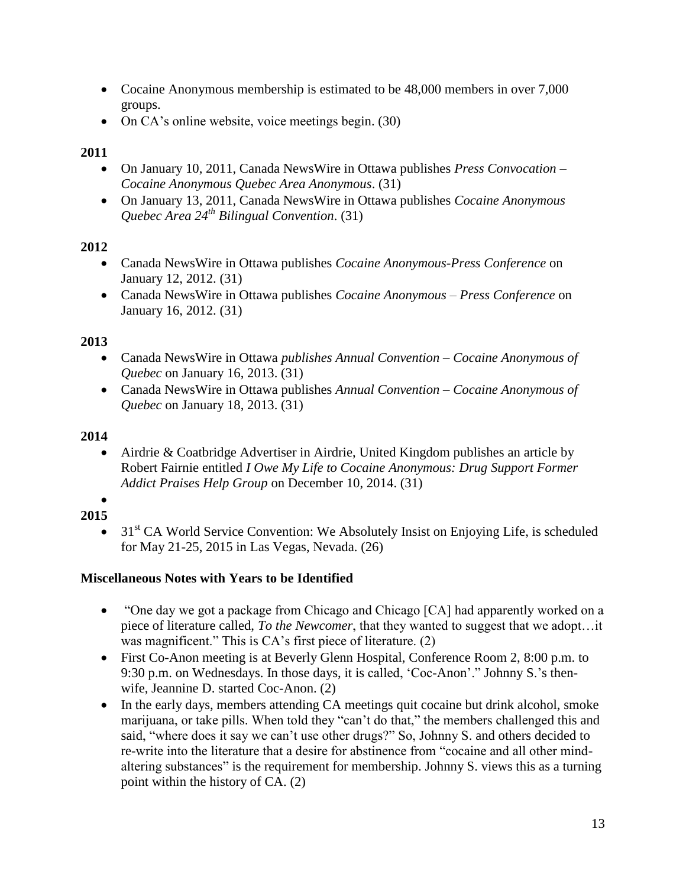- Cocaine Anonymous membership is estimated to be 48,000 members in over 7,000 groups.
- On CA's online website, voice meetings begin. (30)

**2011**

- On January 10, 2011, Canada NewsWire in Ottawa publishes *Press Convocation – Cocaine Anonymous Quebec Area Anonymous*. (31)
- On January 13, 2011, Canada NewsWire in Ottawa publishes *Cocaine Anonymous Quebec Area 24th Bilingual Convention*. (31)

**2012**

- Canada NewsWire in Ottawa publishes *Cocaine Anonymous-Press Conference* on January 12, 2012. (31)
- Canada NewsWire in Ottawa publishes *Cocaine Anonymous – Press Conference* on January 16, 2012. (31)

**2013**

- Canada NewsWire in Ottawa *publishes Annual Convention – Cocaine Anonymous of Quebec* on January 16, 2013. (31)
- Canada NewsWire in Ottawa publishes *Annual Convention – Cocaine Anonymous of Quebec* on January 18, 2013. (31)

**2014**

- Airdrie & Coatbridge Advertiser in Airdrie, United Kingdom publishes an article by Robert Fairnie entitled *I Owe My Life to Cocaine Anonymous: Drug Support Former Addict Praises Help Group* on December 10, 2014. (31)

**2015**

- 31st CA World Service Convention: We Absolutely Insist on Enjoying Life, is scheduled for May 21-25, 2015 in Las Vegas, Nevada. (26)

**Miscellaneous Notes with Years to be Identified**

- "One day we got a package from Chicago and Chicago [CA] had apparently worked on a piece of literature called, *To the Newcomer*, that they wanted to suggest that we adopt…it was magnificent." This is CA's first piece of literature. (2)
- First Co-Anon meeting is at Beverly Glenn Hospital, Conference Room 2, 8:00 p.m. to 9:30 p.m. on Wednesdays. In those days, it is called, 'Coc-Anon'." Johnny S.'s then-wife, Jeannine D. started Coc-Anon. (2)
- In the early days, members attending CA meetings quit cocaine but drink alcohol, smoke marijuana, or take pills. When told they "can't do that," the members challenged this and said, "where does it say we can't use other drugs?" So, Johnny S. and others decided to re-write into the literature that a desire for abstinence from "cocaine and all other mind-altering substances" is the requirement for membership. Johnny S. views this as a turning point within the history of CA. (2)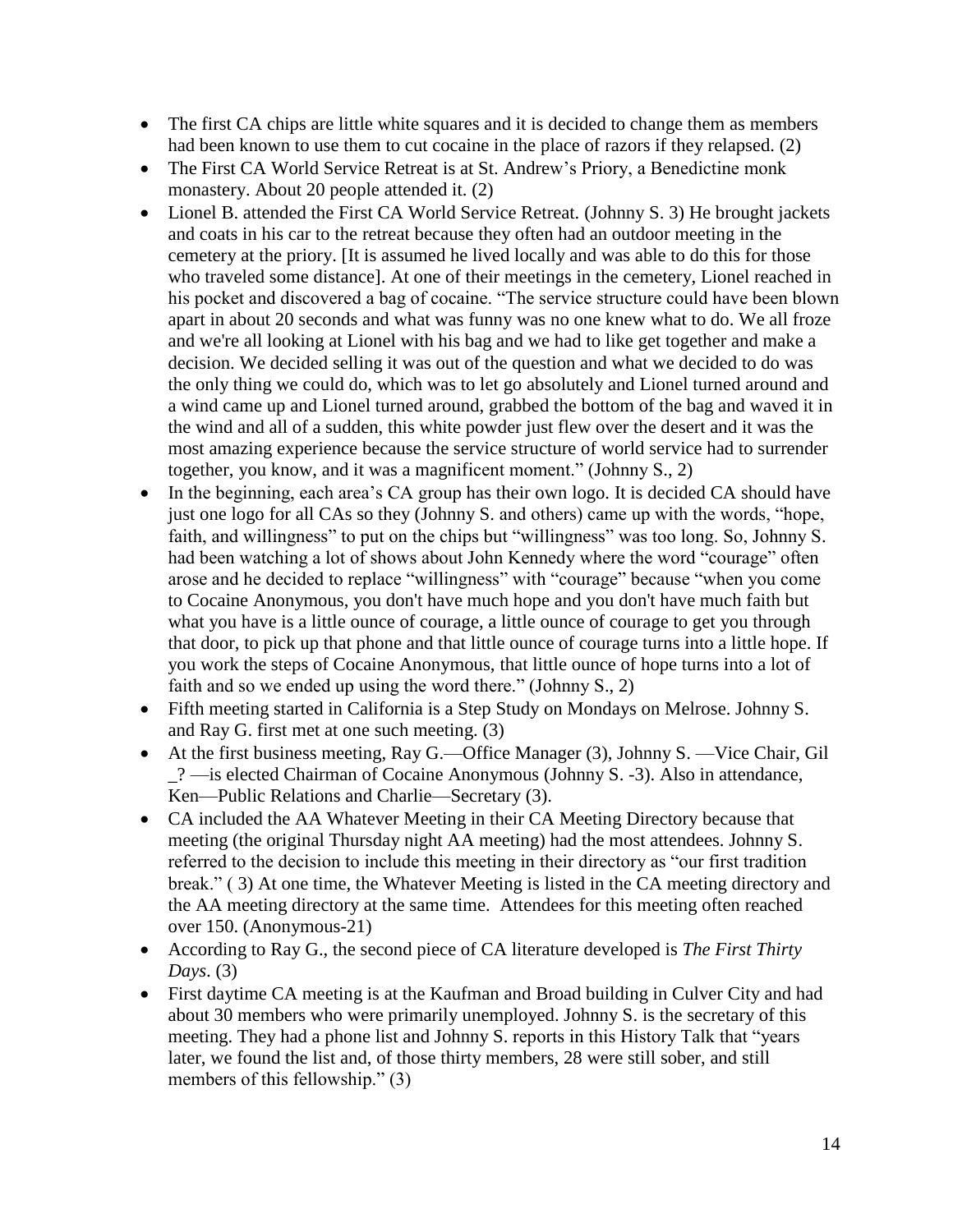- The first CA chips are little white squares and it is decided to change them as members had been known to use them to cut cocaine in the place of razors if they relapsed. (2)
- The First CA World Service Retreat is at St. Andrew's Priory, a Benedictine monk monastery. About 20 people attended it. (2)
- Lionel B. attended the First CA World Service Retreat. (Johnny S. 3) He brought jackets and coats in his car to the retreat because they often had an outdoor meeting in the cemetery at the priory. [It is assumed he lived locally and was able to do this for those who traveled some distance]. At one of their meetings in the cemetery, Lionel reached in his pocket and discovered a bag of cocaine. "The service structure could have been blown apart in about 20 seconds and what was funny was no one knew what to do. We all froze and we're all looking at Lionel with his bag and we had to like get together and make a decision. We decided selling it was out of the question and what we decided to do was the only thing we could do, which was to let go absolutely and Lionel turned around and a wind came up and Lionel turned around, grabbed the bottom of the bag and waved it in the wind and all of a sudden, this white powder just flew over the desert and it was the most amazing experience because the service structure of world service had to surrender together, you know, and it was a magnificent moment." (Johnny S., 2)
- In the beginning, each area's CA group has their own logo. It is decided CA should have just one logo for all CAs so they (Johnny S. and others) came up with the words, "hope, faith, and willingness" to put on the chips but "willingness" was too long. So, Johnny S. had been watching a lot of shows about John Kennedy where the word "courage" often arose and he decided to replace "willingness" with "courage" because "when you come to Cocaine Anonymous, you don't have much hope and you don't have much faith but what you have is a little ounce of courage, a little ounce of courage to get you through that door, to pick up that phone and that little ounce of courage turns into a little hope. If you work the steps of Cocaine Anonymous, that little ounce of hope turns into a lot of faith and so we ended up using the word there." (Johnny S., 2)
- Fifth meeting started in California is a Step Study on Mondays on Melrose. Johnny S. and Ray G. first met at one such meeting. (3)
- At the first business meeting, Ray G.—Office Manager (3), Johnny S. —Vice Chair, Gil _? —is elected Chairman of Cocaine Anonymous (Johnny S. -3). Also in attendance, Ken—Public Relations and Charlie—Secretary (3).
- CA included the AA Whatever Meeting in their CA Meeting Directory because that meeting (the original Thursday night AA meeting) had the most attendees. Johnny S. referred to the decision to include this meeting in their directory as "our first tradition break." ( 3) At one time, the Whatever Meeting is listed in the CA meeting directory and the AA meeting directory at the same time. Attendees for this meeting often reached over 150. (Anonymous-21)
- According to Ray G., the second piece of CA literature developed is *The First Thirty Days*. (3)
- First daytime CA meeting is at the Kaufman and Broad building in Culver City and had about 30 members who were primarily unemployed. Johnny S. is the secretary of this meeting. They had a phone list and Johnny S. reports in this History Talk that "years later, we found the list and, of those thirty members, 28 were still sober, and still members of this fellowship." (3)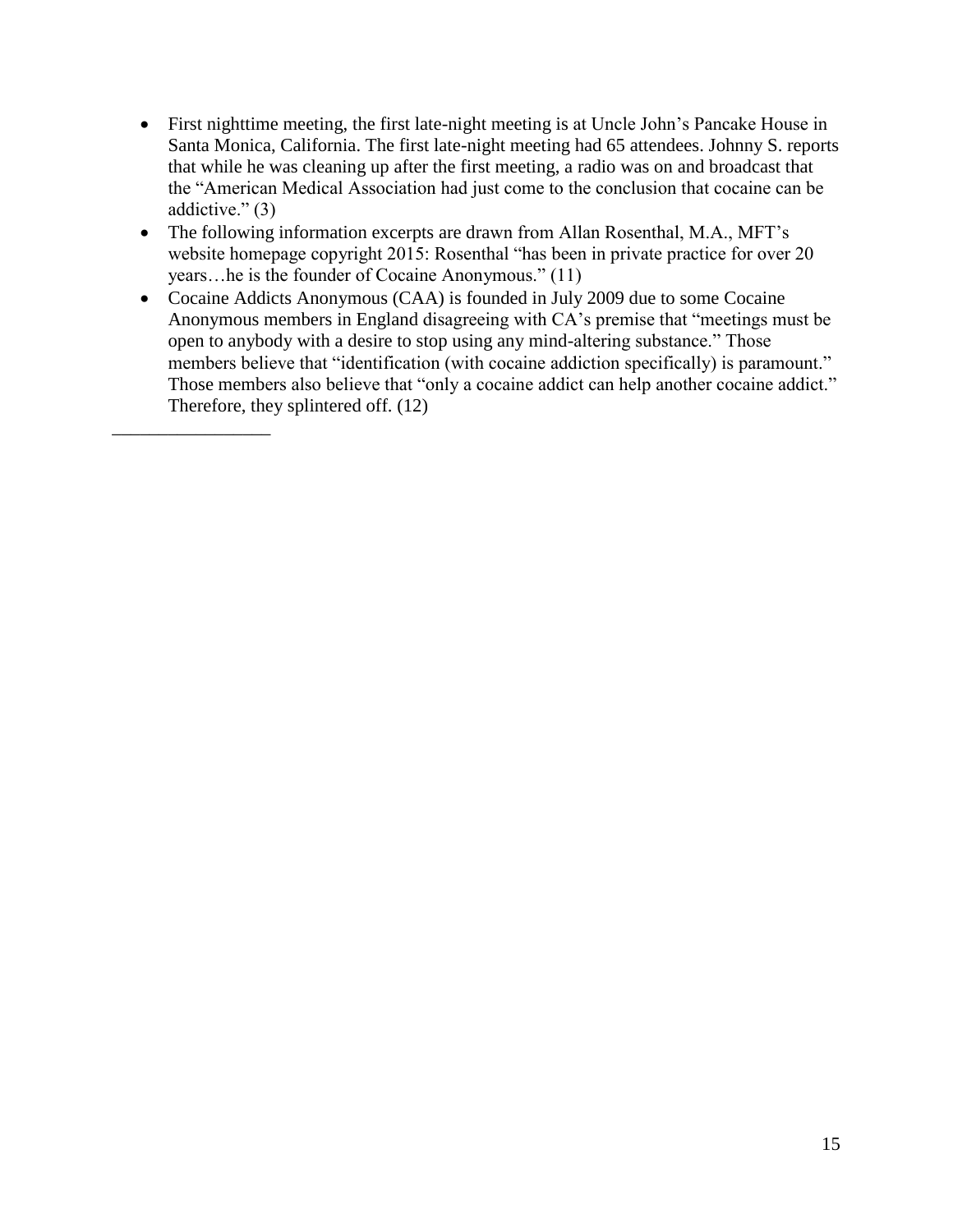- First nighttime meeting, the first late-night meeting is at Uncle John's Pancake House in Santa Monica, California. The first late-night meeting had 65 attendees. Johnny S. reports that while he was cleaning up after the first meeting, a radio was on and broadcast that the "American Medical Association had just come to the conclusion that cocaine can be addictive." (3)
- The following information excerpts are drawn from Allan Rosenthal, M.A., MFT's website homepage copyright 2015: Rosenthal "has been in private practice for over 20 years…he is the founder of Cocaine Anonymous." (11)
- Cocaine Addicts Anonymous (CAA) is founded in July 2009 due to some Cocaine Anonymous members in England disagreeing with CA's premise that "meetings must be open to anybody with a desire to stop using any mind-altering substance." Those members believe that "identification (with cocaine addiction specifically) is paramount." Those members also believe that "only a cocaine addict can help another cocaine addict." Therefore, they splintered off. (12)

---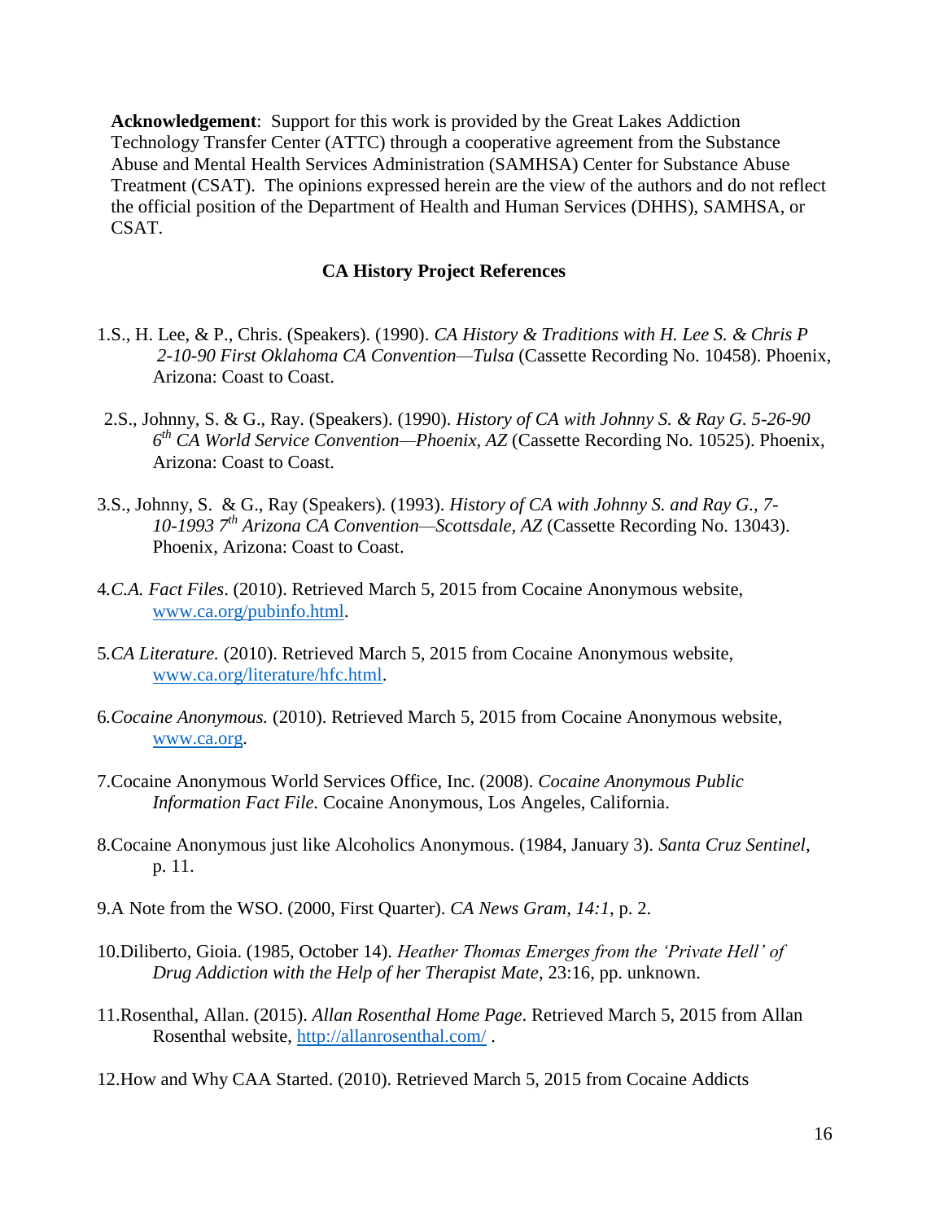**Acknowledgement**: Support for this work is provided by the Great Lakes Addiction Technology Transfer Center (ATTC) through a cooperative agreement from the Substance Abuse and Mental Health Services Administration (SAMHSA) Center for Substance Abuse Treatment (CSAT). The opinions expressed herein are the view of the authors and do not reflect the official position of the Department of Health and Human Services (DHHS), SAMHSA, or CSAT.

## CA History Project References

1. S., H. Lee, & P., Chris. (Speakers). (1990). *CA History & Traditions with H. Lee S. & Chris P 2-10-90 First Oklahoma CA Convention—Tulsa* (Cassette Recording No. 10458). Phoenix, Arizona: Coast to Coast.

2. S., Johnny, S. & G., Ray. (Speakers). (1990). *History of CA with Johnny S. & Ray G. 5-26-90 6th CA World Service Convention—Phoenix, AZ* (Cassette Recording No. 10525). Phoenix, Arizona: Coast to Coast.

3. S., Johnny, S. & G., Ray (Speakers). (1993). *History of CA with Johnny S. and Ray G., 7-10-1993 7th Arizona CA Convention—Scottsdale, AZ* (Cassette Recording No. 13043). Phoenix, Arizona: Coast to Coast.

4. *C.A. Fact Files*. (2010). Retrieved March 5, 2015 from Cocaine Anonymous website, www.ca.org/pubinfo.html.

5. *CA Literature.* (2010). Retrieved March 5, 2015 from Cocaine Anonymous website, www.ca.org/literature/hfc.html.

6. *Cocaine Anonymous.* (2010). Retrieved March 5, 2015 from Cocaine Anonymous website, www.ca.org.

7. Cocaine Anonymous World Services Office, Inc. (2008). *Cocaine Anonymous Public Information Fact File.* Cocaine Anonymous, Los Angeles, California.

8. Cocaine Anonymous just like Alcoholics Anonymous. (1984, January 3). *Santa Cruz Sentinel*, p. 11.

9. A Note from the WSO. (2000, First Quarter). *CA News Gram, 14:1*, p. 2.

10. Diliberto, Gioia. (1985, October 14). *Heather Thomas Emerges from the 'Private Hell' of Drug Addiction with the Help of her Therapist Mate*, 23:16, pp. unknown.

11. Rosenthal, Allan. (2015). *Allan Rosenthal Home Page*. Retrieved March 5, 2015 from Allan Rosenthal website, http://allanrosenthal.com/ .

12. How and Why CAA Started. (2010). Retrieved March 5, 2015 from Cocaine Addicts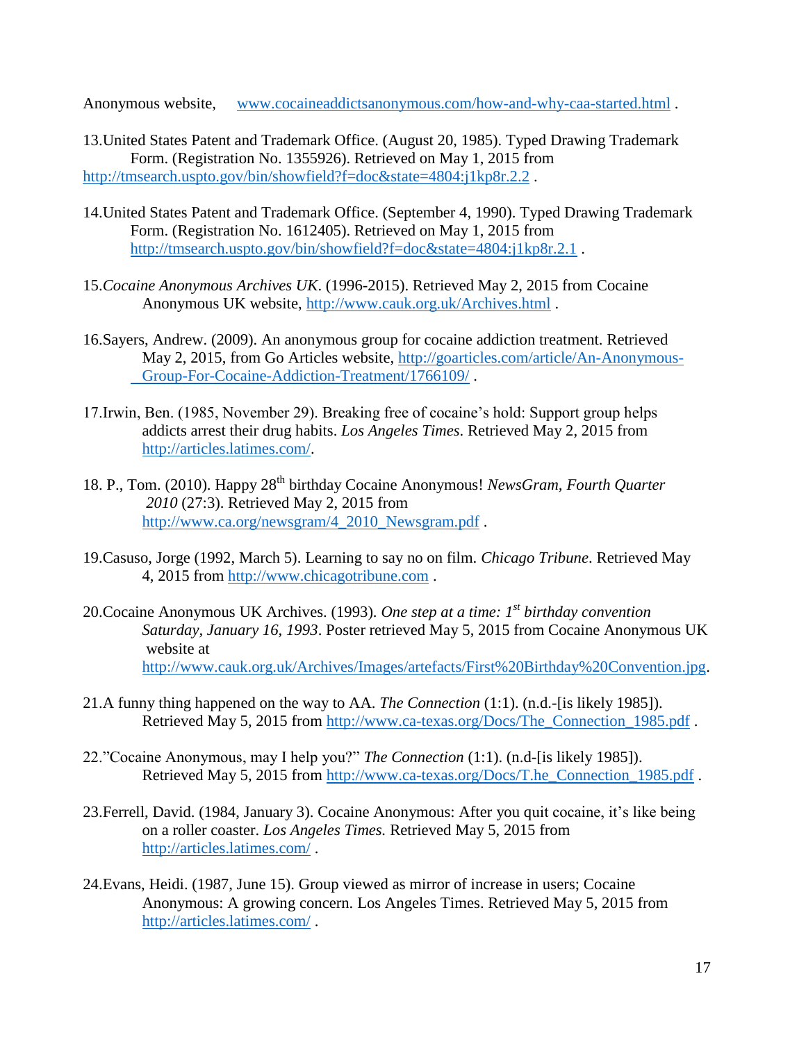Anonymous website, www.cocaineaddictsanonymous.com/how-and-why-caa-started.html .

13. United States Patent and Trademark Office. (August 20, 1985). Typed Drawing Trademark Form. (Registration No. 1355926). Retrieved on May 1, 2015 from http://tmsearch.uspto.gov/bin/showfield?f=doc&state=4804:j1kp8r.2.2 .

14. United States Patent and Trademark Office. (September 4, 1990). Typed Drawing Trademark Form. (Registration No. 1612405). Retrieved on May 1, 2015 from http://tmsearch.uspto.gov/bin/showfield?f=doc&state=4804:j1kp8r.2.1 .

15. *Cocaine Anonymous Archives UK*. (1996-2015). Retrieved May 2, 2015 from Cocaine Anonymous UK website, http://www.cauk.org.uk/Archives.html .

16. Sayers, Andrew. (2009). An anonymous group for cocaine addiction treatment. Retrieved May 2, 2015, from Go Articles website, http://goarticles.com/article/An-Anonymous-Group-For-Cocaine-Addiction-Treatment/1766109/ .

17. Irwin, Ben. (1985, November 29). Breaking free of cocaine's hold: Support group helps addicts arrest their drug habits. *Los Angeles Times*. Retrieved May 2, 2015 from http://articles.latimes.com/.

18. P., Tom. (2010). Happy 28th birthday Cocaine Anonymous! *NewsGram, Fourth Quarter 2010* (27:3). Retrieved May 2, 2015 from http://www.ca.org/newsgram/4_2010_Newsgram.pdf .

19. Casuso, Jorge (1992, March 5). Learning to say no on film. *Chicago Tribune*. Retrieved May 4, 2015 from http://www.chicagotribune.com .

20. Cocaine Anonymous UK Archives. (1993). *One step at a time: 1st birthday convention Saturday, January 16, 1993*. Poster retrieved May 5, 2015 from Cocaine Anonymous UK website at http://www.cauk.org.uk/Archives/Images/artefacts/First%20Birthday%20Convention.jpg.

21. A funny thing happened on the way to AA. *The Connection* (1:1). (n.d.-[is likely 1985]). Retrieved May 5, 2015 from http://www.ca-texas.org/Docs/The_Connection_1985.pdf .

22. "Cocaine Anonymous, may I help you?" *The Connection* (1:1). (n.d-[is likely 1985]). Retrieved May 5, 2015 from http://www.ca-texas.org/Docs/T.he_Connection_1985.pdf .

23. Ferrell, David. (1984, January 3). Cocaine Anonymous: After you quit cocaine, it's like being on a roller coaster. *Los Angeles Times.* Retrieved May 5, 2015 from http://articles.latimes.com/ .

24. Evans, Heidi. (1987, June 15). Group viewed as mirror of increase in users; Cocaine Anonymous: A growing concern. Los Angeles Times. Retrieved May 5, 2015 from http://articles.latimes.com/ .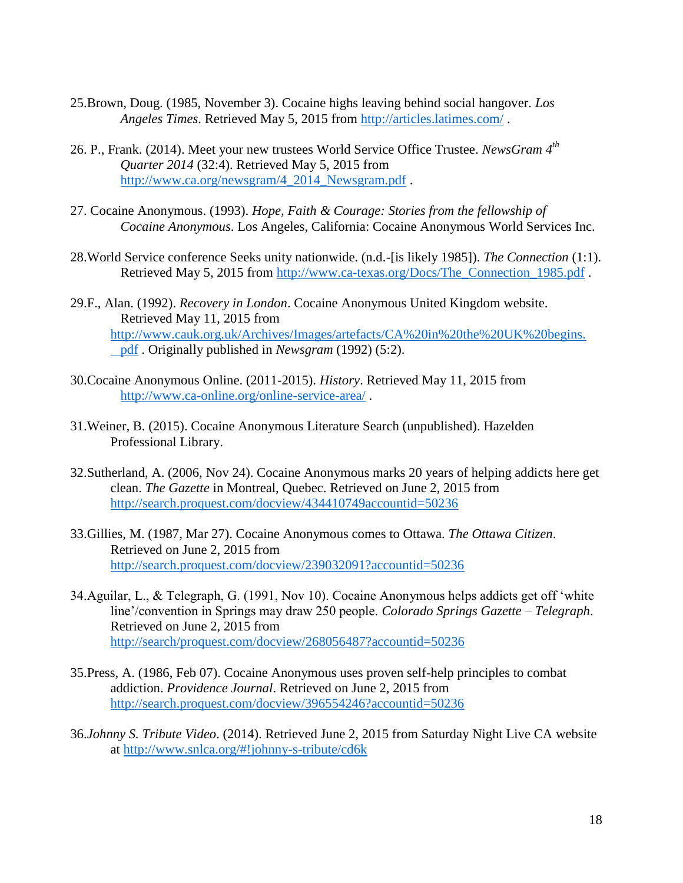25.Brown, Doug. (1985, November 3). Cocaine highs leaving behind social hangover. *Los Angeles Times*. Retrieved May 5, 2015 from http://articles.latimes.com/ .

26. P., Frank. (2014). Meet your new trustees World Service Office Trustee. *NewsGram 4th Quarter 2014* (32:4). Retrieved May 5, 2015 from http://www.ca.org/newsgram/4_2014_Newsgram.pdf .

27. Cocaine Anonymous. (1993). *Hope, Faith & Courage: Stories from the fellowship of Cocaine Anonymous*. Los Angeles, California: Cocaine Anonymous World Services Inc.

28.World Service conference Seeks unity nationwide. (n.d.-[is likely 1985]). *The Connection* (1:1). Retrieved May 5, 2015 from http://www.ca-texas.org/Docs/The_Connection_1985.pdf .

29.F., Alan. (1992). *Recovery in London*. Cocaine Anonymous United Kingdom website. Retrieved May 11, 2015 from http://www.cauk.org.uk/Archives/Images/artefacts/CA%20in%20the%20UK%20begins._pdf . Originally published in *Newsgram* (1992) (5:2).

30.Cocaine Anonymous Online. (2011-2015). *History*. Retrieved May 11, 2015 from http://www.ca-online.org/online-service-area/ .

31.Weiner, B. (2015). Cocaine Anonymous Literature Search (unpublished). Hazelden Professional Library.

32.Sutherland, A. (2006, Nov 24). Cocaine Anonymous marks 20 years of helping addicts here get clean. *The Gazette* in Montreal, Quebec. Retrieved on June 2, 2015 from http://search.proquest.com/docview/434410749accountid=50236

33.Gillies, M. (1987, Mar 27). Cocaine Anonymous comes to Ottawa. *The Ottawa Citizen*. Retrieved on June 2, 2015 from http://search.proquest.com/docview/239032091?accountid=50236

34.Aguilar, L., & Telegraph, G. (1991, Nov 10). Cocaine Anonymous helps addicts get off 'white line'/convention in Springs may draw 250 people. *Colorado Springs Gazette – Telegraph*. Retrieved on June 2, 2015 from http://search/proquest.com/docview/268056487?accountid=50236

35.Press, A. (1986, Feb 07). Cocaine Anonymous uses proven self-help principles to combat addiction. *Providence Journal*. Retrieved on June 2, 2015 from http://search.proquest.com/docview/396554246?accountid=50236

36.*Johnny S. Tribute Video*. (2014). Retrieved June 2, 2015 from Saturday Night Live CA website at http://www.snlca.org/#!johnny-s-tribute/cd6k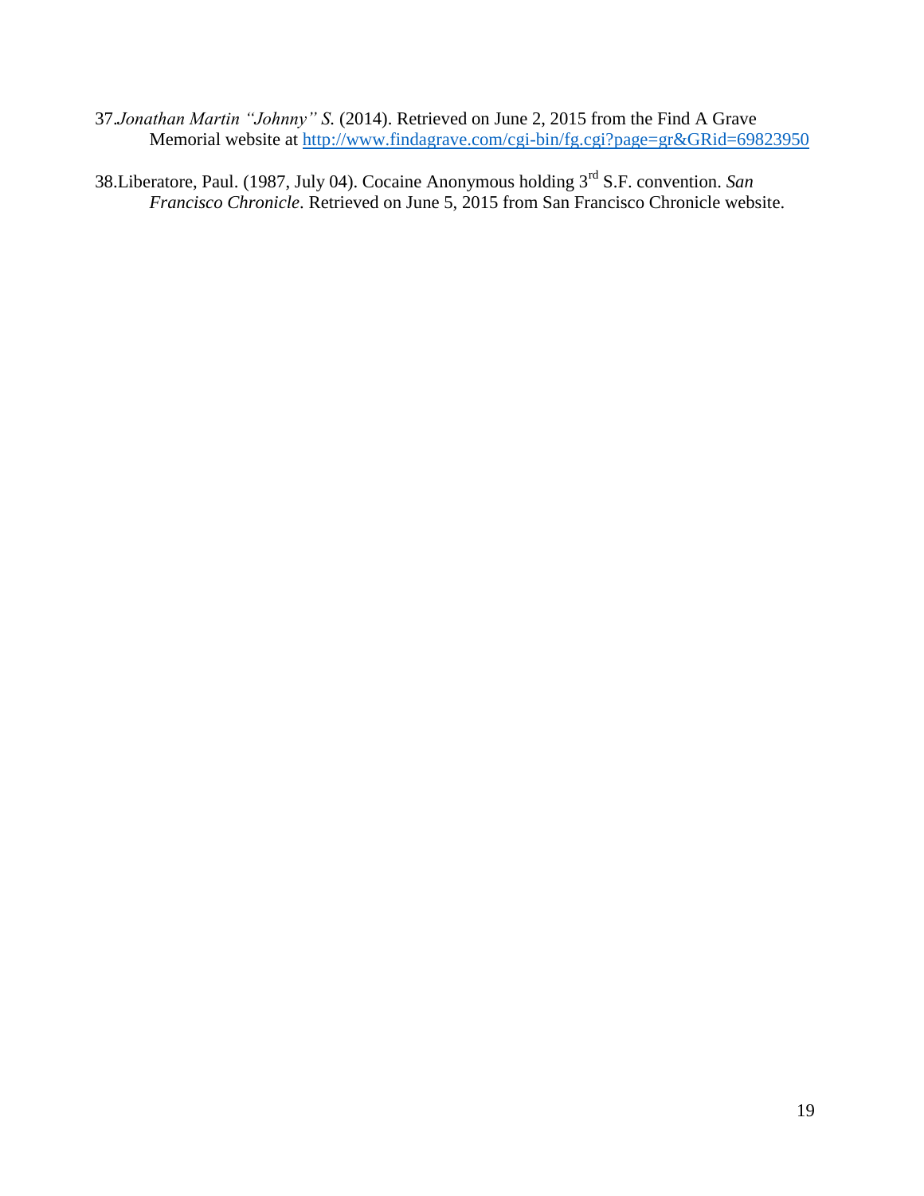37. *Jonathan Martin "Johnny" S.* (2014). Retrieved on June 2, 2015 from the Find A Grave Memorial website at http://www.findagrave.com/cgi-bin/fg.cgi?page=gr&GRid=69823950

38. Liberatore, Paul. (1987, July 04). Cocaine Anonymous holding 3rd S.F. convention. *San Francisco Chronicle*. Retrieved on June 5, 2015 from San Francisco Chronicle website.